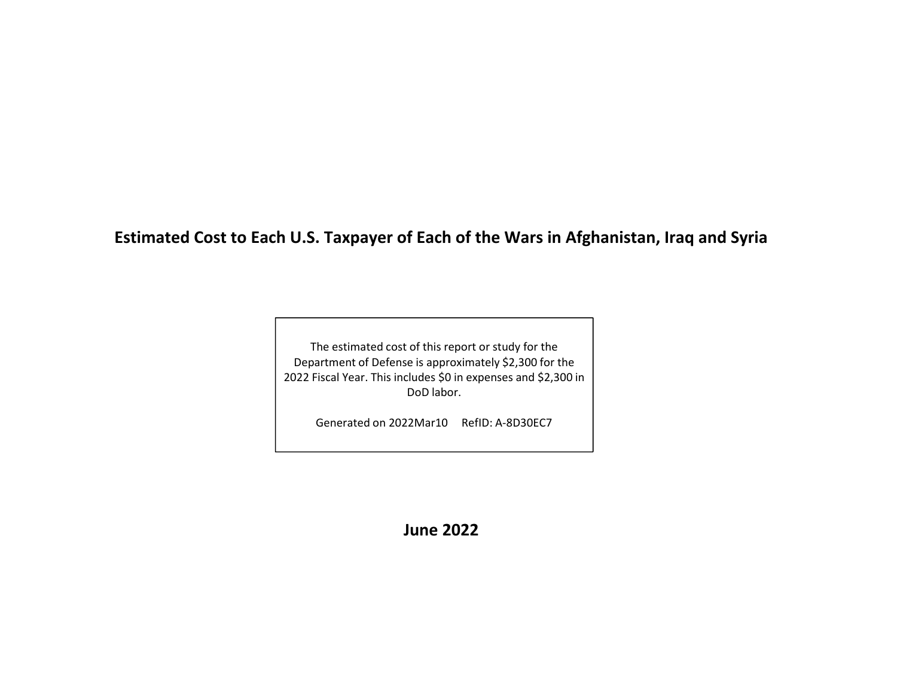# Estimated Cost to Each U.S. Taxpayer of Each of the Wars in Afghanistan, Iraq and Syria

The estimated cost of this report or study for the Department of Defense is approximately $2,300 for the 2022 Fiscal Year. This includes $0 in expenses and $2,300 in DoD labor.

Generated on 2022Mar10 RefID: A-8D30EC7

**June 2022**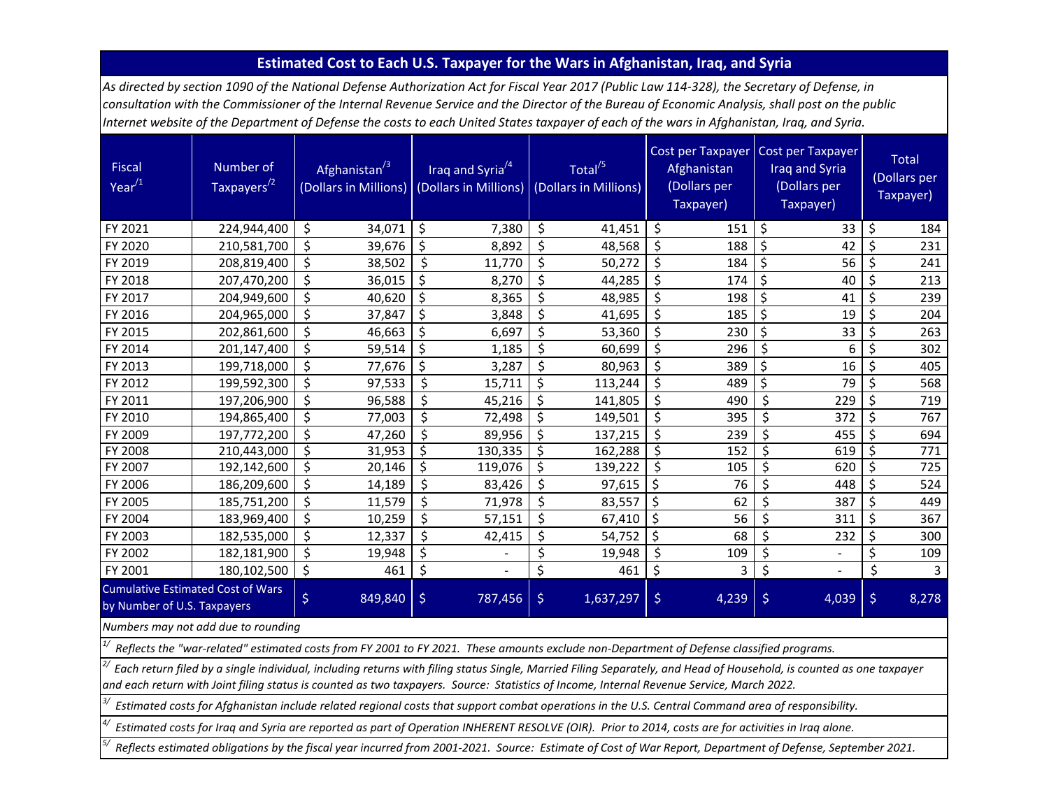## Estimated Cost to Each U.S. Taxpayer for the Wars in Afghanistan, Iraq, and Syria

*As directed by section 1090 of the National Defense Authorization Act for Fiscal Year 2017 (Public Law 114-328), the Secretary of Defense, in consultation with the Commissioner of the Internal Revenue Service and the Director of the Bureau of Economic Analysis, shall post on the public Internet website of the Department of Defense the costs to each United States taxpayer of each of the wars in Afghanistan, Iraq, and Syria.*

| Fiscal Year[1] | Number of Taxpayers[2] | Afghanistan[3] (Dollars in Millions) | Iraq and Syria[4] (Dollars in Millions) | Total[5] (Dollars in Millions) | Cost per Taxpayer Afghanistan (Dollars per Taxpayer) | Cost per Taxpayer Iraq and Syria (Dollars per Taxpayer) | Total (Dollars per Taxpayer) |
|---|---|---|---|---|---|---|---|
| FY 2021 | 224,944,400 | $ 34,071 | $ 7,380 | $ 41,451 | $ 151 | $ 33 | $ 184 |
| FY 2020 | 210,581,700 | $ 39,676 | $ 8,892 | $ 48,568 | $ 188 | $ 42 | $ 231 |
| FY 2019 | 208,819,400 | $ 38,502 | $ 11,770 | $ 50,272 | $ 184 | $ 56 | $ 241 |
| FY 2018 | 207,470,200 | $ 36,015 | $ 8,270 | $ 44,285 | $ 174 | $ 40 | $ 213 |
| FY 2017 | 204,949,600 | $ 40,620 | $ 8,365 | $ 48,985 | $ 198 | $ 41 | $ 239 |
| FY 2016 | 204,965,000 | $ 37,847 | $ 3,848 | $ 41,695 | $ 185 | $ 19 | $ 204 |
| FY 2015 | 202,861,600 | $ 46,663 | $ 6,697 | $ 53,360 | $ 230 | $ 33 | $ 263 |
| FY 2014 | 201,147,400 | $ 59,514 | $ 1,185 | $ 60,699 | $ 296 | $ 6 | $ 302 |
| FY 2013 | 199,718,000 | $ 77,676 | $ 3,287 | $ 80,963 | $ 389 | $ 16 | $ 405 |
| FY 2012 | 199,592,300 | $ 97,533 | $ 15,711 | $ 113,244 | $ 489 | $ 79 | $ 568 |
| FY 2011 | 197,206,900 | $ 96,588 | $ 45,216 | $ 141,805 | $ 490 | $ 229 | $ 719 |
| FY 2010 | 194,865,400 | $ 77,003 | $ 72,498 | $ 149,501 | $ 395 | $ 372 | $ 767 |
| FY 2009 | 197,772,200 | $ 47,260 | $ 89,956 | $ 137,215 | $ 239 | $ 455 | $ 694 |
| FY 2008 | 210,443,000 | $ 31,953 | $ 130,335 | $ 162,288 | $ 152 | $ 619 | $ 771 |
| FY 2007 | 192,142,600 | $ 20,146 | $ 119,076 | $ 139,222 | $ 105 | $ 620 | $ 725 |
| FY 2006 | 186,209,600 | $ 14,189 | $ 83,426 | $ 97,615 | $ 76 | $ 448 | $ 524 |
| FY 2005 | 185,751,200 | $ 11,579 | $ 71,978 | $ 83,557 | $ 62 | $ 387 | $ 449 |
| FY 2004 | 183,969,400 | $ 10,259 | $ 57,151 | $ 67,410 | $ 56 | $ 311 | $ 367 |
| FY 2003 | 182,535,000 | $ 12,337 | $ 42,415 | $ 54,752 | $ 68 | $ 232 | $ 300 |
| FY 2002 | 182,181,900 | $ 19,948 | $ - | $ 19,948 | $ 109 | $ - | $ 109 |
| FY 2001 | 180,102,500 | $ 461 | $ - | $ 461 | $ 3 | $ - | $ 3 |
| Cumulative Estimated Cost of Wars by Number of U.S. Taxpayers | | $ 849,840 | $ 787,456 | $ 1,637,297 | $ 4,239 | $ 4,039 | $ 8,278 |

*Numbers may not add due to rounding*

*[1] Reflects the "war-related" estimated costs from FY 2001 to FY 2021. These amounts exclude non-Department of Defense classified programs.*

*[2] Each return filed by a single individual, including returns with filing status Single, Married Filing Separately, and Head of Household, is counted as one taxpayer and each return with Joint filing status is counted as two taxpayers. Source: Statistics of Income, Internal Revenue Service, March 2022.*

*[3] Estimated costs for Afghanistan include related regional costs that support combat operations in the U.S. Central Command area of responsibility.*

*[4] Estimated costs for Iraq and Syria are reported as part of Operation INHERENT RESOLVE (OIR). Prior to 2014, costs are for activities in Iraq alone.*

*[5] Reflects estimated obligations by the fiscal year incurred from 2001-2021. Source: Estimate of Cost of War Report, Department of Defense, September 2021.*